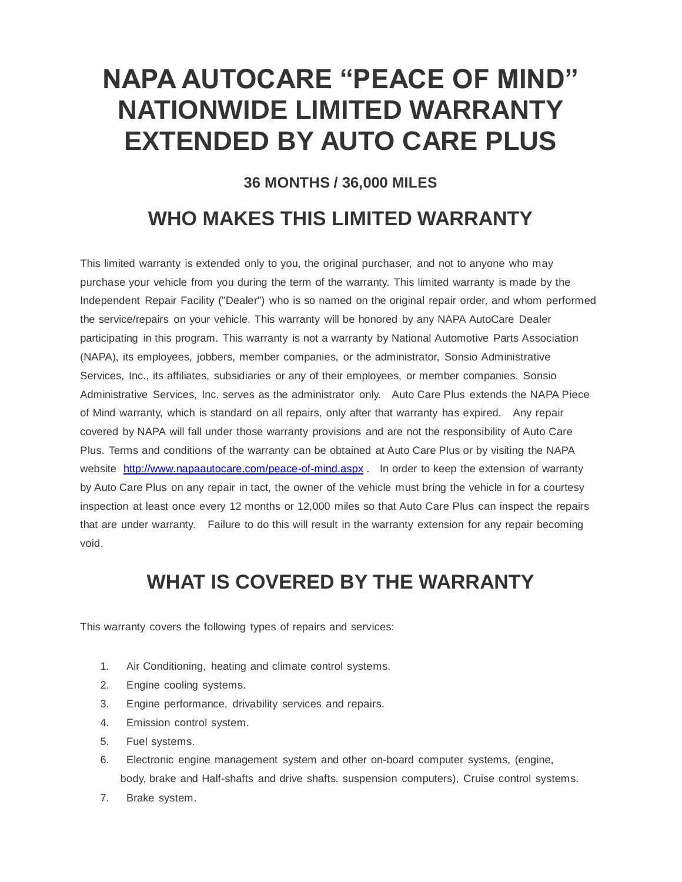# NAPA AUTOCARE "PEACE OF MIND" NATIONWIDE LIMITED WARRANTY EXTENDED BY AUTO CARE PLUS

### 36 MONTHS / 36,000 MILES

## WHO MAKES THIS LIMITED WARRANTY

This limited warranty is extended only to you, the original purchaser, and not to anyone who may purchase your vehicle from you during the term of the warranty. This limited warranty is made by the Independent Repair Facility ("Dealer") who is so named on the original repair order, and whom performed the service/repairs on your vehicle. This warranty will be honored by any NAPA AutoCare Dealer participating in this program. This warranty is not a warranty by National Automotive Parts Association (NAPA), its employees, jobbers, member companies, or the administrator, Sonsio Administrative Services, Inc., its affiliates, subsidiaries or any of their employees, or member companies. Sonsio Administrative Services, Inc. serves as the administrator only. Auto Care Plus extends the NAPA Piece of Mind warranty, which is standard on all repairs, only after that warranty has expired. Any repair covered by NAPA will fall under those warranty provisions and are not the responsibility of Auto Care Plus. Terms and conditions of the warranty can be obtained at Auto Care Plus or by visiting the NAPA website [http://www.napaautocare.com/peace-of-mind.aspx](http://www.napaautocare.com/peace-of-mind.aspx) . In order to keep the extension of warranty by Auto Care Plus on any repair in tact, the owner of the vehicle must bring the vehicle in for a courtesy inspection at least once every 12 months or 12,000 miles so that Auto Care Plus can inspect the repairs that are under warranty. Failure to do this will result in the warranty extension for any repair becoming void.

## WHAT IS COVERED BY THE WARRANTY

This warranty covers the following types of repairs and services:

1. Air Conditioning, heating and climate control systems.
2. Engine cooling systems.
3. Engine performance, drivability services and repairs.
4. Emission control system.
5. Fuel systems.
6. Electronic engine management system and other on-board computer systems, (engine, body, brake and Half-shafts and drive shafts. suspension computers), Cruise control systems.
7. Brake system.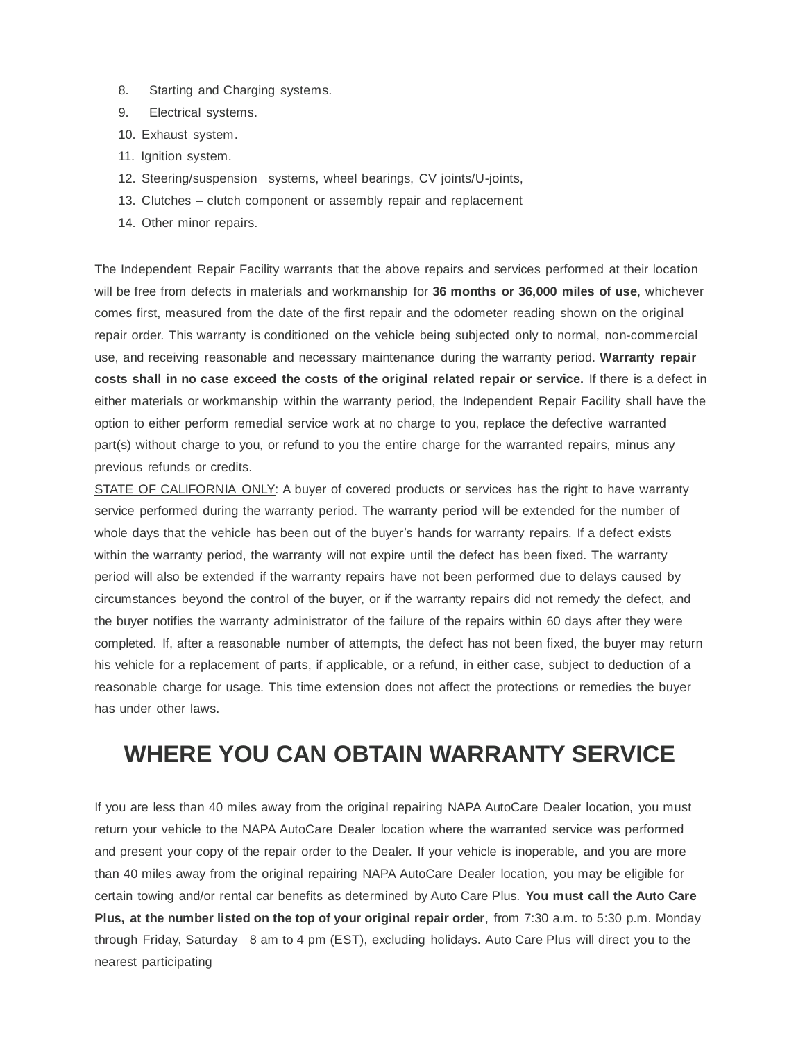8. Starting and Charging systems.
9. Electrical systems.
10. Exhaust system.
11. Ignition system.
12. Steering/suspension systems, wheel bearings, CV joints/U-joints,
13. Clutches – clutch component or assembly repair and replacement
14. Other minor repairs.

The Independent Repair Facility warrants that the above repairs and services performed at their location will be free from defects in materials and workmanship for **36 months or 36,000 miles of use**, whichever comes first, measured from the date of the first repair and the odometer reading shown on the original repair order. This warranty is conditioned on the vehicle being subjected only to normal, non-commercial use, and receiving reasonable and necessary maintenance during the warranty period. **Warranty repair costs shall in no case exceed the costs of the original related repair or service.** If there is a defect in either materials or workmanship within the warranty period, the Independent Repair Facility shall have the option to either perform remedial service work at no charge to you, replace the defective warranted part(s) without charge to you, or refund to you the entire charge for the warranted repairs, minus any previous refunds or credits.

<u>STATE OF CALIFORNIA ONLY</u>: A buyer of covered products or services has the right to have warranty service performed during the warranty period. The warranty period will be extended for the number of whole days that the vehicle has been out of the buyer's hands for warranty repairs. If a defect exists within the warranty period, the warranty will not expire until the defect has been fixed. The warranty period will also be extended if the warranty repairs have not been performed due to delays caused by circumstances beyond the control of the buyer, or if the warranty repairs did not remedy the defect, and the buyer notifies the warranty administrator of the failure of the repairs within 60 days after they were completed. If, after a reasonable number of attempts, the defect has not been fixed, the buyer may return his vehicle for a replacement of parts, if applicable, or a refund, in either case, subject to deduction of a reasonable charge for usage. This time extension does not affect the protections or remedies the buyer has under other laws.

# WHERE YOU CAN OBTAIN WARRANTY SERVICE

If you are less than 40 miles away from the original repairing NAPA AutoCare Dealer location, you must return your vehicle to the NAPA AutoCare Dealer location where the warranted service was performed and present your copy of the repair order to the Dealer. If your vehicle is inoperable, and you are more than 40 miles away from the original repairing NAPA AutoCare Dealer location, you may be eligible for certain towing and/or rental car benefits as determined by Auto Care Plus. **You must call the Auto Care Plus, at the number listed on the top of your original repair order**, from 7:30 a.m. to 5:30 p.m. Monday through Friday, Saturday 8 am to 4 pm (EST), excluding holidays. Auto Care Plus will direct you to the nearest participating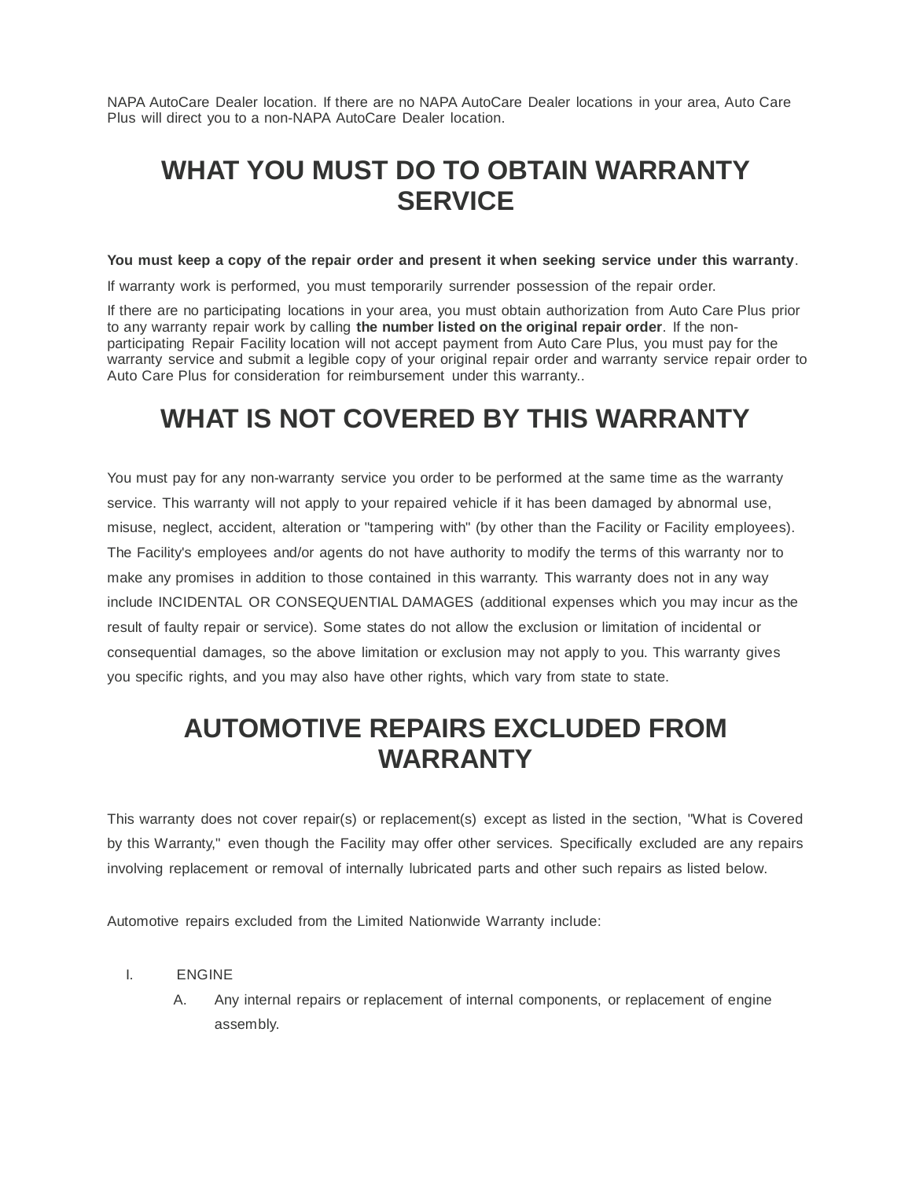NAPA AutoCare Dealer location. If there are no NAPA AutoCare Dealer locations in your area, Auto Care Plus will direct you to a non-NAPA AutoCare Dealer location.

# WHAT YOU MUST DO TO OBTAIN WARRANTY SERVICE

**You must keep a copy of the repair order and present it when seeking service under this warranty**.

If warranty work is performed, you must temporarily surrender possession of the repair order.

If there are no participating locations in your area, you must obtain authorization from Auto Care Plus prior to any warranty repair work by calling **the number listed on the original repair order**. If the non-participating Repair Facility location will not accept payment from Auto Care Plus, you must pay for the warranty service and submit a legible copy of your original repair order and warranty service repair order to Auto Care Plus for consideration for reimbursement under this warranty..

# WHAT IS NOT COVERED BY THIS WARRANTY

You must pay for any non-warranty service you order to be performed at the same time as the warranty service. This warranty will not apply to your repaired vehicle if it has been damaged by abnormal use, misuse, neglect, accident, alteration or "tampering with" (by other than the Facility or Facility employees). The Facility's employees and/or agents do not have authority to modify the terms of this warranty nor to make any promises in addition to those contained in this warranty. This warranty does not in any way include INCIDENTAL OR CONSEQUENTIAL DAMAGES (additional expenses which you may incur as the result of faulty repair or service). Some states do not allow the exclusion or limitation of incidental or consequential damages, so the above limitation or exclusion may not apply to you. This warranty gives you specific rights, and you may also have other rights, which vary from state to state.

# AUTOMOTIVE REPAIRS EXCLUDED FROM WARRANTY

This warranty does not cover repair(s) or replacement(s) except as listed in the section, "What is Covered by this Warranty," even though the Facility may offer other services. Specifically excluded are any repairs involving replacement or removal of internally lubricated parts and other such repairs as listed below.

Automotive repairs excluded from the Limited Nationwide Warranty include:

I. ENGINE
   A. Any internal repairs or replacement of internal components, or replacement of engine assembly.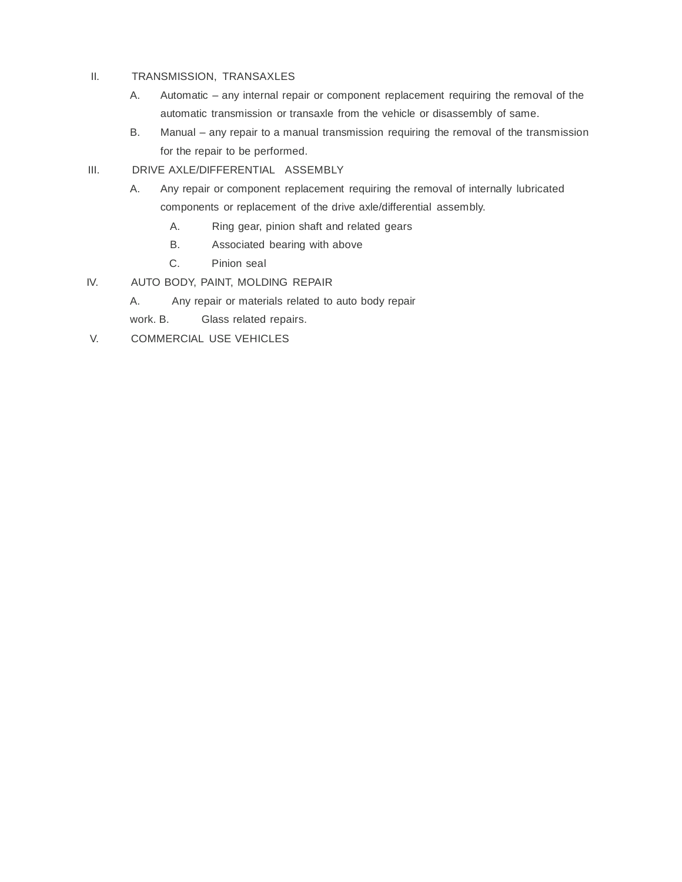II. TRANSMISSION, TRANSAXLES

   A. Automatic – any internal repair or component replacement requiring the removal of the automatic transmission or transaxle from the vehicle or disassembly of same.

   B. Manual – any repair to a manual transmission requiring the removal of the transmission for the repair to be performed.

III. DRIVE AXLE/DIFFERENTIAL ASSEMBLY

   A. Any repair or component replacement requiring the removal of internally lubricated components or replacement of the drive axle/differential assembly.

      A. Ring gear, pinion shaft and related gears

      B. Associated bearing with above

      C. Pinion seal

IV. AUTO BODY, PAINT, MOLDING REPAIR

   A. Any repair or materials related to auto body repair work.

   B. Glass related repairs.

V. COMMERCIAL USE VEHICLES